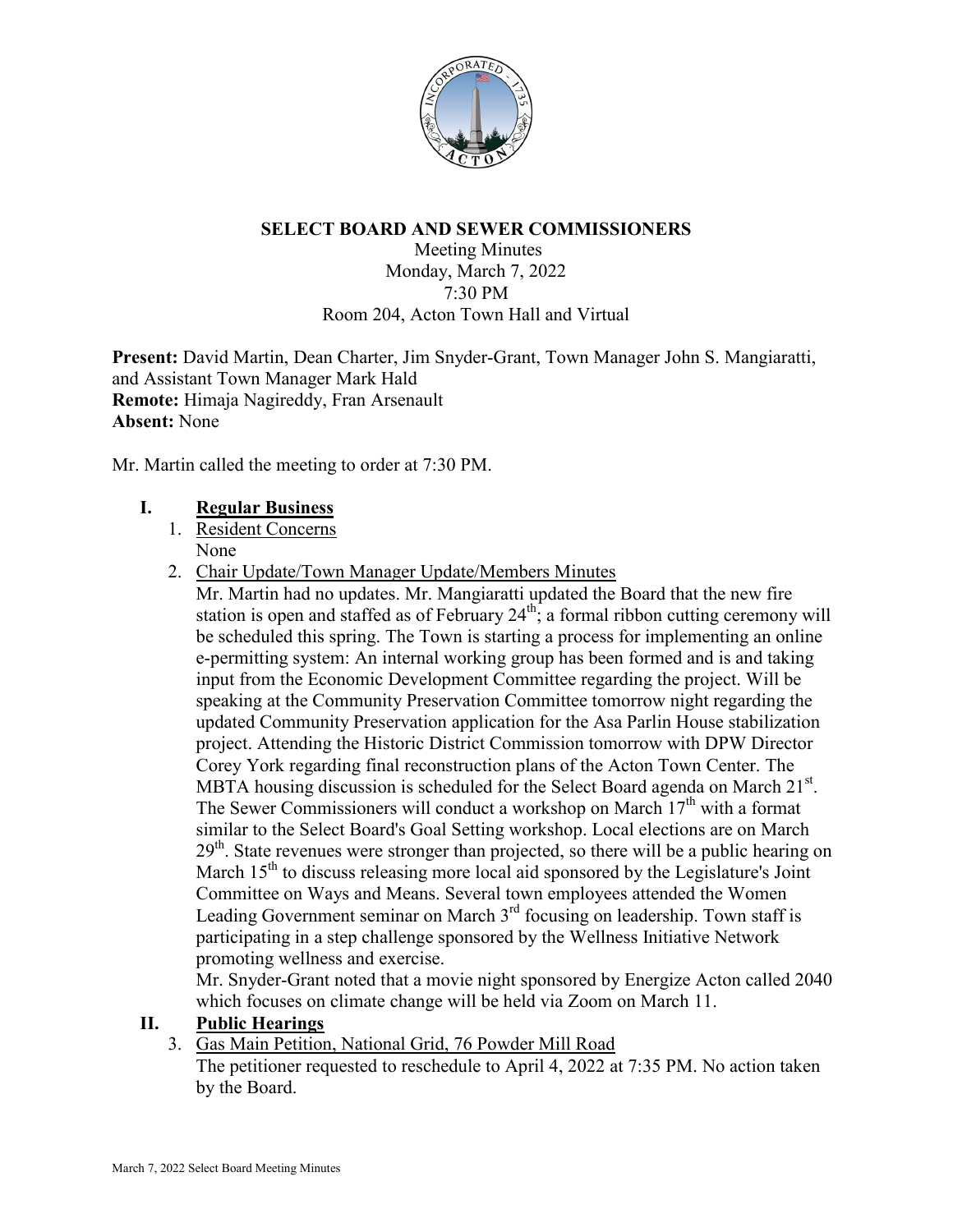# SELECT BOARD AND SEWER COMMISSIONERS

Meeting Minutes
Monday, March 7, 2022
7:30 PM
Room 204, Acton Town Hall and Virtual

**Present:** David Martin, Dean Charter, Jim Snyder-Grant, Town Manager John S. Mangiaratti, and Assistant Town Manager Mark Hald
**Remote:** Himaja Nagireddy, Fran Arsenault
**Absent:** None

Mr. Martin called the meeting to order at 7:30 PM.

## I. Regular Business

1. Resident Concerns
   None
2. Chair Update/Town Manager Update/Members Minutes
   Mr. Martin had no updates. Mr. Mangiaratti updated the Board that the new fire station is open and staffed as of February 24th; a formal ribbon cutting ceremony will be scheduled this spring. The Town is starting a process for implementing an online e-permitting system: An internal working group has been formed and is and taking input from the Economic Development Committee regarding the project. Will be speaking at the Community Preservation Committee tomorrow night regarding the updated Community Preservation application for the Asa Parlin House stabilization project. Attending the Historic District Commission tomorrow with DPW Director Corey York regarding final reconstruction plans of the Acton Town Center. The MBTA housing discussion is scheduled for the Select Board agenda on March 21st. The Sewer Commissioners will conduct a workshop on March 17th with a format similar to the Select Board's Goal Setting workshop. Local elections are on March 29th. State revenues were stronger than projected, so there will be a public hearing on March 15th to discuss releasing more local aid sponsored by the Legislature's Joint Committee on Ways and Means. Several town employees attended the Women Leading Government seminar on March 3rd focusing on leadership. Town staff is participating in a step challenge sponsored by the Wellness Initiative Network promoting wellness and exercise.
   Mr. Snyder-Grant noted that a movie night sponsored by Energize Acton called 2040 which focuses on climate change will be held via Zoom on March 11.

## II. Public Hearings

3. Gas Main Petition, National Grid, 76 Powder Mill Road
   The petitioner requested to reschedule to April 4, 2022 at 7:35 PM. No action taken by the Board.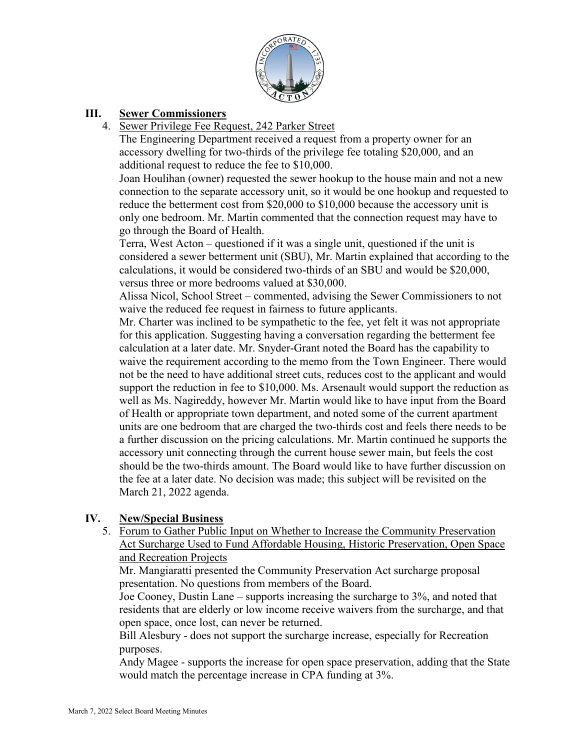## III. Sewer Commissioners

4. Sewer Privilege Fee Request, 242 Parker Street

   The Engineering Department received a request from a property owner for an accessory dwelling for two-thirds of the privilege fee totaling $20,000, and an additional request to reduce the fee to $10,000.

   Joan Houlihan (owner) requested the sewer hookup to the house main and not a new connection to the separate accessory unit, so it would be one hookup and requested to reduce the betterment cost from $20,000 to $10,000 because the accessory unit is only one bedroom. Mr. Martin commented that the connection request may have to go through the Board of Health.

   Terra, West Acton – questioned if it was a single unit, questioned if the unit is considered a sewer betterment unit (SBU), Mr. Martin explained that according to the calculations, it would be considered two-thirds of an SBU and would be $20,000, versus three or more bedrooms valued at $30,000.

   Alissa Nicol, School Street – commented, advising the Sewer Commissioners to not waive the reduced fee request in fairness to future applicants.

   Mr. Charter was inclined to be sympathetic to the fee, yet felt it was not appropriate for this application. Suggesting having a conversation regarding the betterment fee calculation at a later date. Mr. Snyder-Grant noted the Board has the capability to waive the requirement according to the memo from the Town Engineer. There would not be the need to have additional street cuts, reduces cost to the applicant and would support the reduction in fee to $10,000. Ms. Arsenault would support the reduction as well as Ms. Nagireddy, however Mr. Martin would like to have input from the Board of Health or appropriate town department, and noted some of the current apartment units are one bedroom that are charged the two-thirds cost and feels there needs to be a further discussion on the pricing calculations. Mr. Martin continued he supports the accessory unit connecting through the current house sewer main, but feels the cost should be the two-thirds amount. The Board would like to have further discussion on the fee at a later date. No decision was made; this subject will be revisited on the March 21, 2022 agenda.

## IV. New/Special Business

5. Forum to Gather Public Input on Whether to Increase the Community Preservation Act Surcharge Used to Fund Affordable Housing, Historic Preservation, Open Space and Recreation Projects

   Mr. Mangiaratti presented the Community Preservation Act surcharge proposal presentation. No questions from members of the Board.

   Joe Cooney, Dustin Lane – supports increasing the surcharge to 3%, and noted that residents that are elderly or low income receive waivers from the surcharge, and that open space, once lost, can never be returned.

   Bill Alesbury - does not support the surcharge increase, especially for Recreation purposes.

   Andy Magee - supports the increase for open space preservation, adding that the State would match the percentage increase in CPA funding at 3%.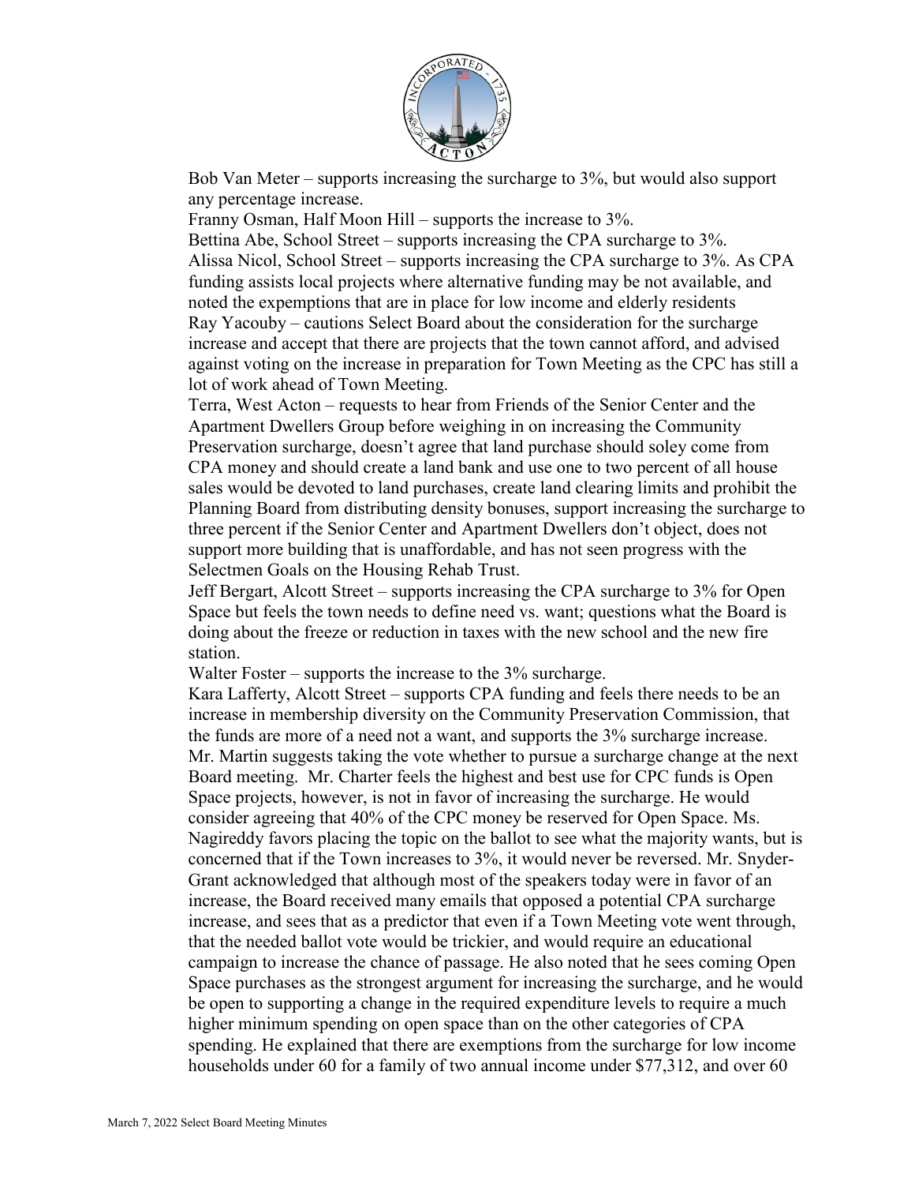Bob Van Meter – supports increasing the surcharge to 3%, but would also support any percentage increase.

Franny Osman, Half Moon Hill – supports the increase to 3%.

Bettina Abe, School Street – supports increasing the CPA surcharge to 3%.

Alissa Nicol, School Street – supports increasing the CPA surcharge to 3%. As CPA funding assists local projects where alternative funding may be not available, and noted the expemptions that are in place for low income and elderly residents

Ray Yacouby – cautions Select Board about the consideration for the surcharge increase and accept that there are projects that the town cannot afford, and advised against voting on the increase in preparation for Town Meeting as the CPC has still a lot of work ahead of Town Meeting.

Terra, West Acton – requests to hear from Friends of the Senior Center and the Apartment Dwellers Group before weighing in on increasing the Community Preservation surcharge, doesn't agree that land purchase should soley come from CPA money and should create a land bank and use one to two percent of all house sales would be devoted to land purchases, create land clearing limits and prohibit the Planning Board from distributing density bonuses, support increasing the surcharge to three percent if the Senior Center and Apartment Dwellers don't object, does not support more building that is unafordable, and has not seen progress with the Selectmen Goals on the Housing Rehab Trust.

Jeff Bergart, Alcott Street – supports increasing the CPA surcharge to 3% for Open Space but feels the town needs to define need vs. want; questions what the Board is doing about the freeze or reduction in taxes with the new school and the new fire station.

Walter Foster – supports the increase to the 3% surcharge.

Kara Lafferty, Alcott Street – supports CPA funding and feels there needs to be an increase in membership diversity on the Community Preservation Commission, that the funds are more of a need not a want, and supports the 3% surcharge increase.

Mr. Martin suggests taking the vote whether to pursue a surcharge change at the next Board meeting. Mr. Charter feels the highest and best use for CPC funds is Open Space projects, however, is not in favor of increasing the surcharge. He would consider agreeing that 40% of the CPC money be reserved for Open Space. Ms. Nagireddy favors placing the topic on the ballot to see what the majority wants, but is concerned that if the Town increases to 3%, it would never be reversed. Mr. Snyder-Grant acknowledged that although most of the speakers today were in favor of an increase, the Board received many emails that opposed a potential CPA surcharge increase, and sees that as a predictor that even if a Town Meeting vote went through, that the needed ballot vote would be trickier, and would require an educational campaign to increase the chance of passage. He also noted that he sees coming Open Space purchases as the strongest argument for increasing the surcharge, and he would be open to supporting a change in the required expenditure levels to require a much higher minimum spending on open space than on the other categories of CPA spending. He explained that there are exemptions from the surcharge for low income households under 60 for a family of two annual income under $77,312, and over 60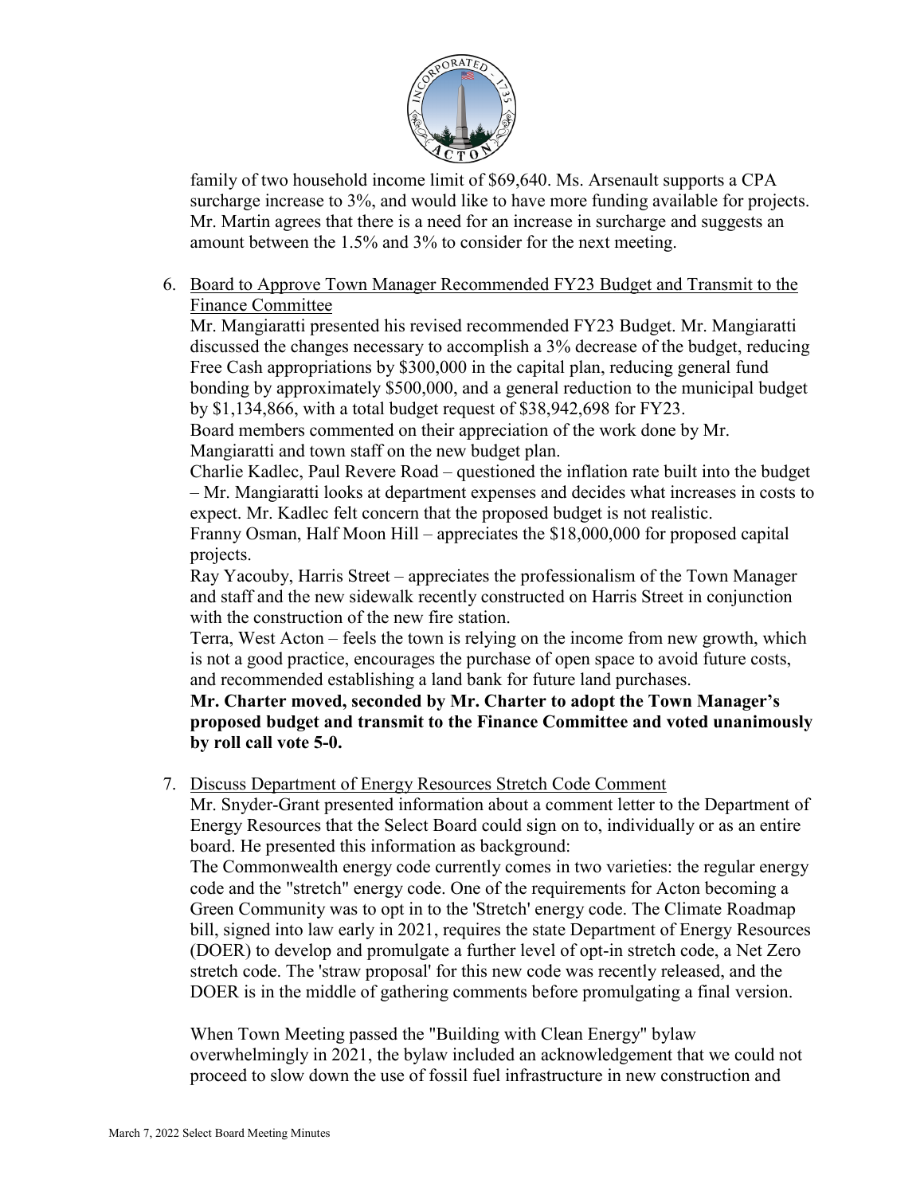family of two household income limit of $69,640. Ms. Arsenault supports a CPA surcharge increase to 3%, and would like to have more funding available for projects. Mr. Martin agrees that there is a need for an increase in surcharge and suggests an amount between the 1.5% and 3% to consider for the next meeting.

6. Board to Approve Town Manager Recommended FY23 Budget and Transmit to the Finance Committee

   Mr. Mangiaratti presented his revised recommended FY23 Budget. Mr. Mangiaratti discussed the changes necessary to accomplish a 3% decrease of the budget, reducing Free Cash appropriations by $300,000 in the capital plan, reducing general fund bonding by approximately $500,000, and a general reduction to the municipal budget by $1,134,866, with a total budget request of $38,942,698 for FY23.

   Board members commented on their appreciation of the work done by Mr. Mangiaratti and town staff on the new budget plan.

   Charlie Kadlec, Paul Revere Road – questioned the inflation rate built into the budget – Mr. Mangiaratti looks at department expenses and decides what increases in costs to expect. Mr. Kadlec felt concern that the proposed budget is not realistic.

   Franny Osman, Half Moon Hill – appreciates the $18,000,000 for proposed capital projects.

   Ray Yacouby, Harris Street – appreciates the professionalism of the Town Manager and staff and the new sidewalk recently constructed on Harris Street in conjunction with the construction of the new fire station.

   Terra, West Acton – feels the town is relying on the income from new growth, which is not a good practice, encourages the purchase of open space to avoid future costs, and recommended establishing a land bank for future land purchases.

   **Mr. Charter moved, seconded by Mr. Charter to adopt the Town Manager's proposed budget and transmit to the Finance Committee and voted unanimously by roll call vote 5-0.**

7. Discuss Department of Energy Resources Stretch Code Comment

   Mr. Snyder-Grant presented information about a comment letter to the Department of Energy Resources that the Select Board could sign on to, individually or as an entire board. He presented this information as background:

   The Commonwealth energy code currently comes in two varieties: the regular energy code and the "stretch" energy code. One of the requirements for Acton becoming a Green Community was to opt in to the 'Stretch' energy code. The Climate Roadmap bill, signed into law early in 2021, requires the state Department of Energy Resources (DOER) to develop and promulgate a further level of opt-in stretch code, a Net Zero stretch code. The 'straw proposal' for this new code was recently released, and the DOER is in the middle of gathering comments before promulgating a final version.

   When Town Meeting passed the "Building with Clean Energy" bylaw overwhelmingly in 2021, the bylaw included an acknowledgement that we could not proceed to slow down the use of fossil fuel infrastructure in new construction and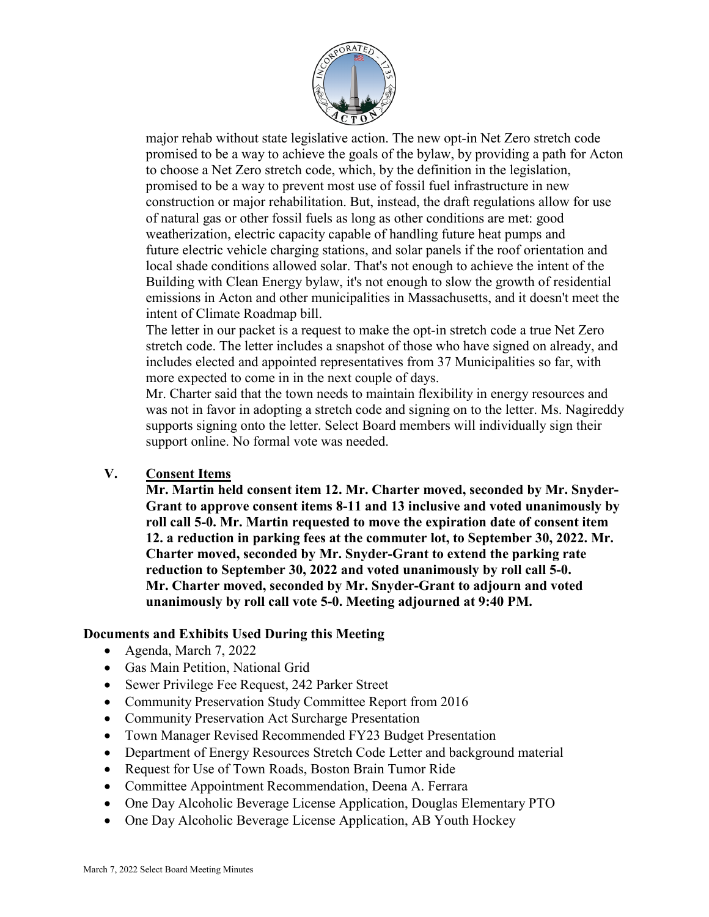major rehab without state legislative action. The new opt-in Net Zero stretch code promised to be a way to achieve the goals of the bylaw, by providing a path for Acton to choose a Net Zero stretch code, which, by the definition in the legislation, promised to be a way to prevent most use of fossil fuel infrastructure in new construction or major rehabilitation. But, instead, the draft regulations allow for use of natural gas or other fossil fuels as long as other conditions are met: good weatherization, electric capacity capable of handling future heat pumps and future electric vehicle charging stations, and solar panels if the roof orientation and local shade conditions allowed solar. That's not enough to achieve the intent of the Building with Clean Energy bylaw, it's not enough to slow the growth of residential emissions in Acton and other municipalities in Massachusetts, and it doesn't meet the intent of Climate Roadmap bill.

The letter in our packet is a request to make the opt-in stretch code a true Net Zero stretch code. The letter includes a snapshot of those who have signed on already, and includes elected and appointed representatives from 37 Municipalities so far, with more expected to come in in the next couple of days.

Mr. Charter said that the town needs to maintain flexibility in energy resources and was not in favor in adopting a stretch code and signing on to the letter. Ms. Nagireddy supports signing onto the letter. Select Board members will individually sign their support online. No formal vote was needed.

## V. Consent Items

**Mr. Martin held consent item 12. Mr. Charter moved, seconded by Mr. Snyder-Grant to approve consent items 8-11 and 13 inclusive and voted unanimously by roll call 5-0. Mr. Martin requested to move the expiration date of consent item 12. a reduction in parking fees at the commuter lot, to September 30, 2022. Mr. Charter moved, seconded by Mr. Snyder-Grant to extend the parking rate reduction to September 30, 2022 and voted unanimously by roll call 5-0. Mr. Charter moved, seconded by Mr. Snyder-Grant to adjourn and voted unanimously by roll call vote 5-0. Meeting adjourned at 9:40 PM.**

### Documents and Exhibits Used During this Meeting

- Agenda, March 7, 2022
- Gas Main Petition, National Grid
- Sewer Privilege Fee Request, 242 Parker Street
- Community Preservation Study Committee Report from 2016
- Community Preservation Act Surcharge Presentation
- Town Manager Revised Recommended FY23 Budget Presentation
- Department of Energy Resources Stretch Code Letter and background material
- Request for Use of Town Roads, Boston Brain Tumor Ride
- Committee Appointment Recommendation, Deena A. Ferrara
- One Day Alcoholic Beverage License Application, Douglas Elementary PTO
- One Day Alcoholic Beverage License Application, AB Youth Hockey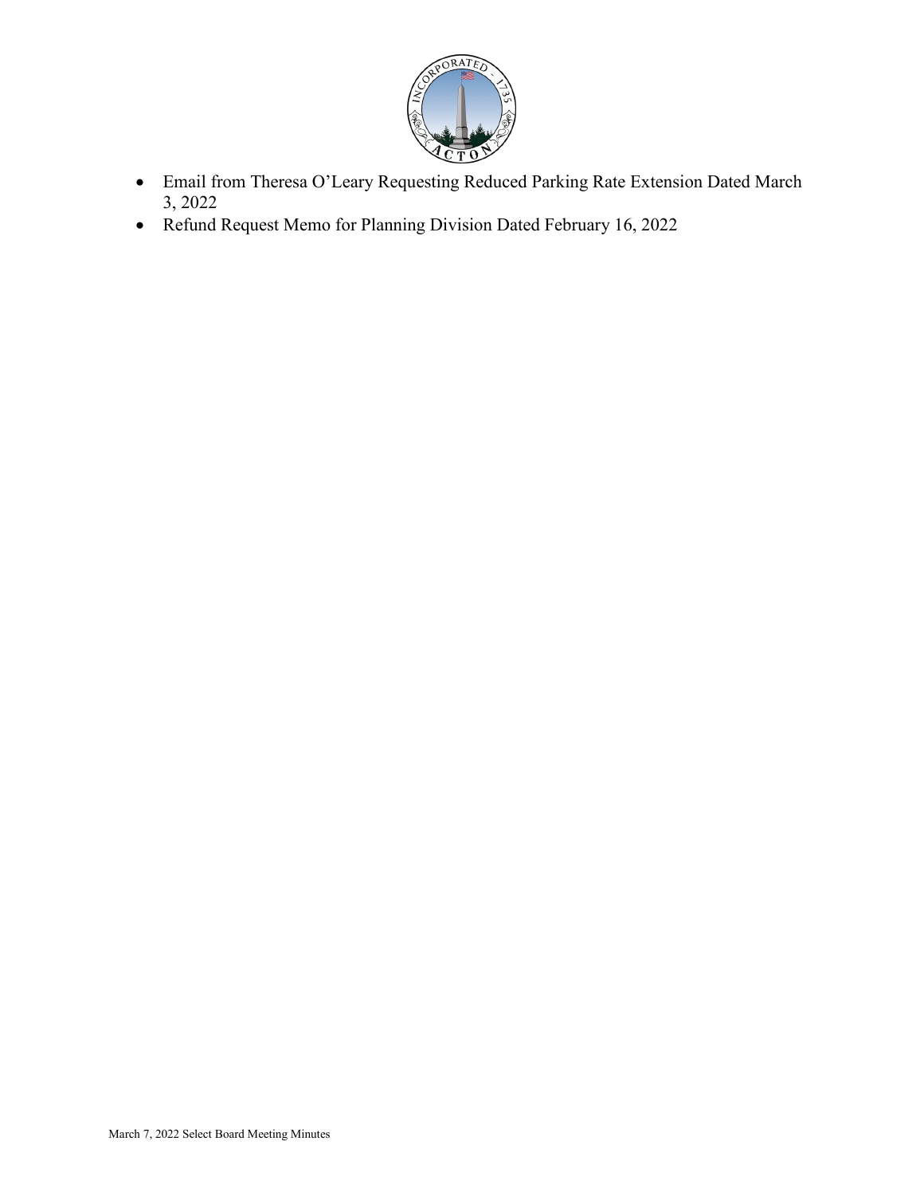- Email from Theresa O'Leary Requesting Reduced Parking Rate Extension Dated March 3, 2022
- Refund Request Memo for Planning Division Dated February 16, 2022